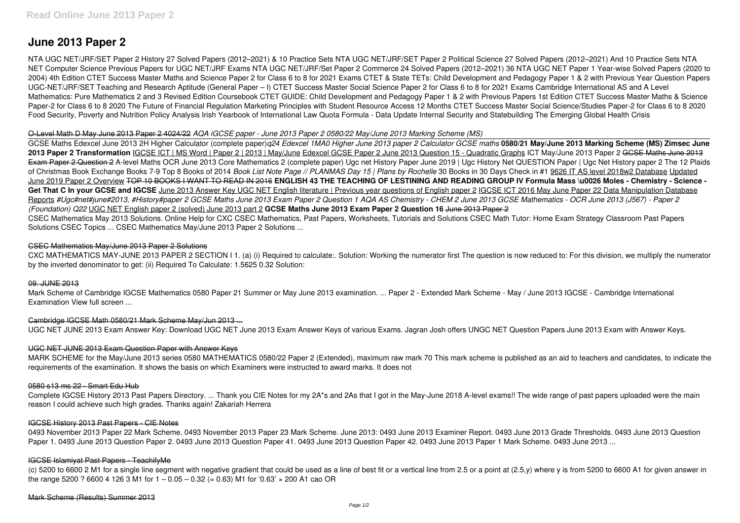# June 2013 Paper 2

NTA UGC NET/JRF/SET Paper 2 History 27 Solved Papers (2012–2021) & 10 Practice Sets NTA UGC NET/JRF/SET Paper 2 Political Science 27 Solved Papers (2012–2021) And 10 Practice Sets NTA NET Computer Science Previous Papers for UGC NET/JRF Exams NTA UGC NET/JRF/Set Paper 2 Commerce 24 Solved Papers (2012–2021) 36 NTA UGC NET Paper 1 Year-wise Solved Papers (2020 to 2004) 4th Edition CTET Success Master Maths and Science Paper 2 for Class 6 to 8 for 2021 Exams CTET & State TETs: Child Development and Pedagogy Paper 1 & 2 with Previous Year Question Papers UGC-NET/JRF/SET Teaching and Research Aptitude (General Paper – I) CTET Success Master Social Science Paper 2 for Class 6 to 8 for 2021 Exams Cambridge International AS and A Level Mathematics: Pure Mathematics 2 and 3 Revised Edition Coursebook CTET GUIDE: Child Development and Pedagogy Paper 1 & 2 with Previous Papers 1st Edition CTET Success Master Maths & Science Paper-2 for Class 6 to 8 2020 The Future of Financial Regulation Marketing Principles with Student Resource Access 12 Months CTET Success Master Social Science/Studies Paper-2 for Class 6 to 8 2020 Food Security, Poverty and Nutrition Policy Analysis Irish Yearbook of International Law Quota Formula - Data Update Internal Security and Statebuilding The Emerging Global Health Crisis

O-Level Math D May June 2013 Paper 2 4024/22 *AQA iGCSE paper - June 2013 Paper 2 0580/22 May/June 2013 Marking Scheme (MS)*

GCSE Maths Edexcel June 2013 2H Higher Calculator (complete paper)*q24 Edexcel 1MA0 Higher June 2013 paper 2 Calculator GCSE maths* **0580/21 May/June 2013 Marking Scheme (MS) Zimsec June 2013 Paper 2 Transformation** IGCSE ICT | MS Word | Paper 2 | 2013 | May/June Edexcel GCSE Paper 2 June 2013 Question 15 - Quadratic Graphs ICT May/June 2013 Paper 2 GCSE Maths June 2013 Exam Paper 2 Question 2 A-level Maths OCR June 2013 Core Mathematics 2 (complete paper) Ugc net History Paper June 2019 | Ugc History Net QUESTION Paper | Ugc Net History paper 2 The 12 Plaids of Christmas Book Exchange Books 7-9 Top 8 Books of 2014 *Book List Note Page // PLANMAS Day 15 | Plans by Rochelle* 30 Books in 30 Days Check in #1 9626 IT AS level 2018w2 Database Updated June 2019 Paper 2 Overview TOP 10 BOOKS I WANT TO READ IN 2016 **ENGLISH 43 THE TEACHING OF LESTINING AND READING GROUP IV Formula Mass \u0026 Moles - Chemistry - Science - Get That C In your GCSE and IGCSE** June 2013 Answer Key UGC NET English literature | Previous year questions of English paper 2 IGCSE ICT 2016 May June Paper 22 Data Manipulation Database Reports *#Ugc#net#june#2013, #History#paper 2 GCSE Maths June 2013 Exam Paper 2 Question 1 AQA AS Chemistry - CHEM 2 June 2013 GCSE Mathematics - OCR June 2013 (J567) - Paper 2 (Foundation) Q22* UGC NET English paper 2 (solved) June 2013 part 2 **GCSE Maths June 2013 Exam Paper 2 Question 16** June 2013 Paper 2

CSEC Mathematics May 2013 Solutions. Online Help for CXC CSEC Mathematics, Past Papers, Worksheets, Tutorials and Solutions CSEC Math Tutor: Home Exam Strategy Classroom Past Papers Solutions CSEC Topics ... CSEC Mathematics May/June 2013 Paper 2 Solutions ...

## CSEC Mathematics May/June 2013 Paper 2 Solutions

CXC MATHEMATICS MAY-JUNE 2013 PAPER 2 SECTION I 1. (a) (i) Required to calculate:. Solution: Working the numerator first The question is now reduced to: For this division, we multiply the numerator by the inverted denominator to get: (ii) Required To Calculate: 1.5625 0.32 Solution:

## 09. JUNE 2013

Mark Scheme of Cambridge IGCSE Mathematics 0580 Paper 21 Summer or May June 2013 examination. ... Paper 2 - Extended Mark Scheme - May / June 2013 IGCSE - Cambridge International Examination View full screen ...

## Cambridge IGCSE Math 0580/21 Mark Scheme May/Jun 2013 ...

UGC NET JUNE 2013 Exam Answer Key: Download UGC NET June 2013 Exam Answer Keys of various Exams. Jagran Josh offers UNGC NET Question Papers June 2013 Exam with Answer Keys.

## UGC NET JUNE 2013 Exam Question Paper with Answer Keys

MARK SCHEME for the May/June 2013 series 0580 MATHEMATICS 0580/22 Paper 2 (Extended), maximum raw mark 70 This mark scheme is published as an aid to teachers and candidates, to indicate the requirements of the examination. It shows the basis on which Examiners were instructed to award marks. It does not

## 0580 s13 ms 22 - Smart Edu Hub

Complete IGCSE History 2013 Past Papers Directory. ... Thank you CIE Notes for my 2A*s and 2As that I got in the May-June 2018 A-level exams!! The wide range of past papers uploaded were the main reason I could achieve such high grades. Thanks again! Zakariah Herrera

## IGCSE History 2013 Past Papers - CIE Notes

0493 November 2013 Paper 22 Mark Scheme. 0493 November 2013 Paper 23 Mark Scheme. June 2013: 0493 June 2013 Examiner Report. 0493 June 2013 Grade Thresholds. 0493 June 2013 Question Paper 1. 0493 June 2013 Question Paper 2. 0493 June 2013 Question Paper 41. 0493 June 2013 Question Paper 42. 0493 June 2013 Paper 1 Mark Scheme. 0493 June 2013 ...

## IGCSE Islamiyat Past Papers - TeachifyMe

(c) 5200 to 6600 2 M1 for a single line segment with negative gradient that could be used as a line of best fit or a vertical line from 2.5 or a point at (2.5,y) where y is from 5200 to 6600 A1 for given answer in the range 5200 ? 6600 4 126 3 M1 for 1 – 0.05 – 0.32 (= 0.63) M1 for '0.63' × 200 A1 cao OR

## Mark Scheme (Results) Summer 2013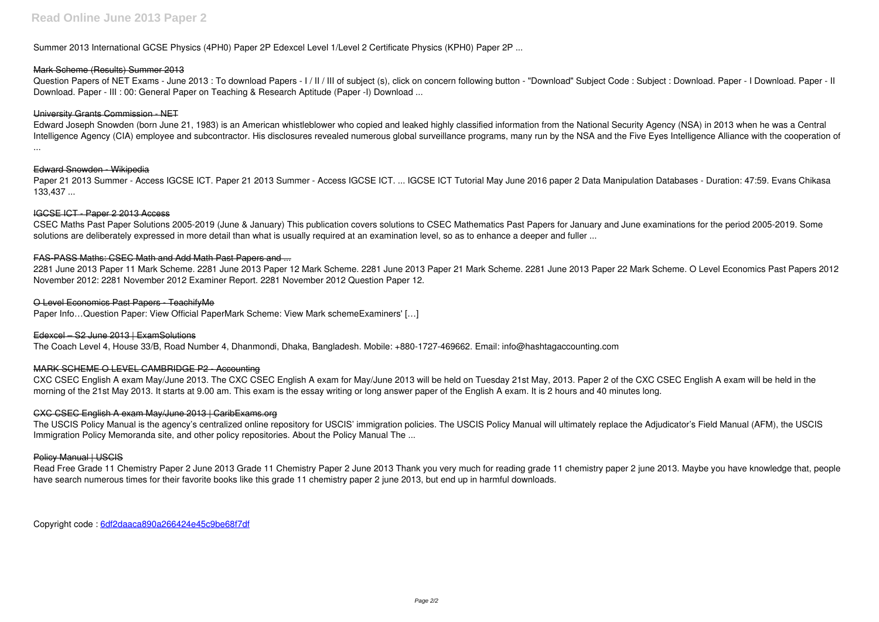Summer 2013 International GCSE Physics (4PH0) Paper 2P Edexcel Level 1/Level 2 Certificate Physics (KPH0) Paper 2P ...

Mark Scheme (Results) Summer 2013

Question Papers of NET Exams - June 2013 : To download Papers - I / II / III of subject (s), click on concern following button - "Download" Subject Code : Subject : Download. Paper - I Download. Paper - II Download. Paper - III : 00: General Paper on Teaching & Research Aptitude (Paper -I) Download ...

University Grants Commission - NET

Edward Joseph Snowden (born June 21, 1983) is an American whistleblower who copied and leaked highly classified information from the National Security Agency (NSA) in 2013 when he was a Central Intelligence Agency (CIA) employee and subcontractor. His disclosures revealed numerous global surveillance programs, many run by the NSA and the Five Eyes Intelligence Alliance with the cooperation of ...

Edward Snowden - Wikipedia

Paper 21 2013 Summer - Access IGCSE ICT. Paper 21 2013 Summer - Access IGCSE ICT. ... IGCSE ICT Tutorial May June 2016 paper 2 Data Manipulation Databases - Duration: 47:59. Evans Chikasa 133,437 ...

IGCSE ICT - Paper 2 2013 Access

CSEC Maths Past Paper Solutions 2005-2019 (June & January) This publication covers solutions to CSEC Mathematics Past Papers for January and June examinations for the period 2005-2019. Some solutions are deliberately expressed in more detail than what is usually required at an examination level, so as to enhance a deeper and fuller ...

FAS-PASS Maths: CSEC Math and Add Math Past Papers and ...

2281 June 2013 Paper 11 Mark Scheme. 2281 June 2013 Paper 12 Mark Scheme. 2281 June 2013 Paper 21 Mark Scheme. 2281 June 2013 Paper 22 Mark Scheme. O Level Economics Past Papers 2012 November 2012: 2281 November 2012 Examiner Report. 2281 November 2012 Question Paper 12.

O Level Economics Past Papers - TeachifyMe

Paper Info…Question Paper: View Official PaperMark Scheme: View Mark schemeExaminers' […]

Edexcel – S2 June 2013 | ExamSolutions

The Coach Level 4, House 33/B, Road Number 4, Dhanmondi, Dhaka, Bangladesh. Mobile: +880-1727-469662. Email: info@hashtagaccounting.com

MARK SCHEME O LEVEL CAMBRIDGE P2 - Accounting

CXC CSEC English A exam May/June 2013. The CXC CSEC English A exam for May/June 2013 will be held on Tuesday 21st May, 2013. Paper 2 of the CXC CSEC English A exam will be held in the morning of the 21st May 2013. It starts at 9.00 am. This exam is the essay writing or long answer paper of the English A exam. It is 2 hours and 40 minutes long.

CXC CSEC English A exam May/June 2013 | CaribExams.org

The USCIS Policy Manual is the agency's centralized online repository for USCIS' immigration policies. The USCIS Policy Manual will ultimately replace the Adjudicator's Field Manual (AFM), the USCIS Immigration Policy Memoranda site, and other policy repositories. About the Policy Manual The ...

Policy Manual | USCIS

Read Free Grade 11 Chemistry Paper 2 June 2013 Grade 11 Chemistry Paper 2 June 2013 Thank you very much for reading grade 11 chemistry paper 2 june 2013. Maybe you have knowledge that, people have search numerous times for their favorite books like this grade 11 chemistry paper 2 june 2013, but end up in harmful downloads.

Copyright code : 6df2daaca890a266424e45c9be68f7df